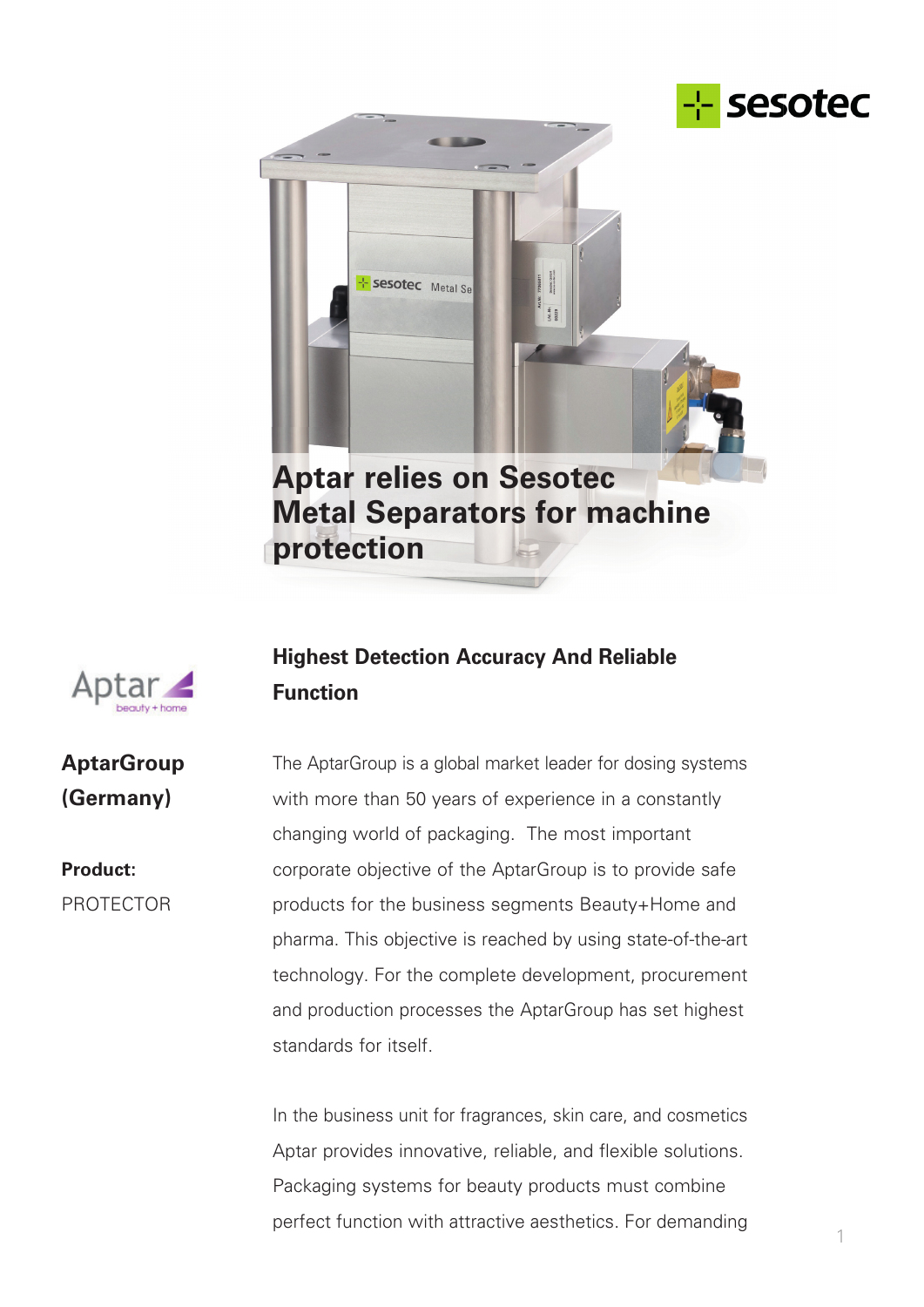# Aptar relies on Sesotec Metal Separators for machine protection

**AptarGroup (Germany)**

**Product:**
PROTECTOR

## Highest Detection Accuracy And Reliable Function

The AptarGroup is a global market leader for dosing systems with more than 50 years of experience in a constantly changing world of packaging. The most important corporate objective of the AptarGroup is to provide safe products for the business segments Beauty+Home and pharma. This objective is reached by using state-of-the-art technology. For the complete development, procurement and production processes the AptarGroup has set highest standards for itself.

In the business unit for fragrances, skin care, and cosmetics Aptar provides innovative, reliable, and flexible solutions. Packaging systems for beauty products must combine perfect function with attractive aesthetics. For demanding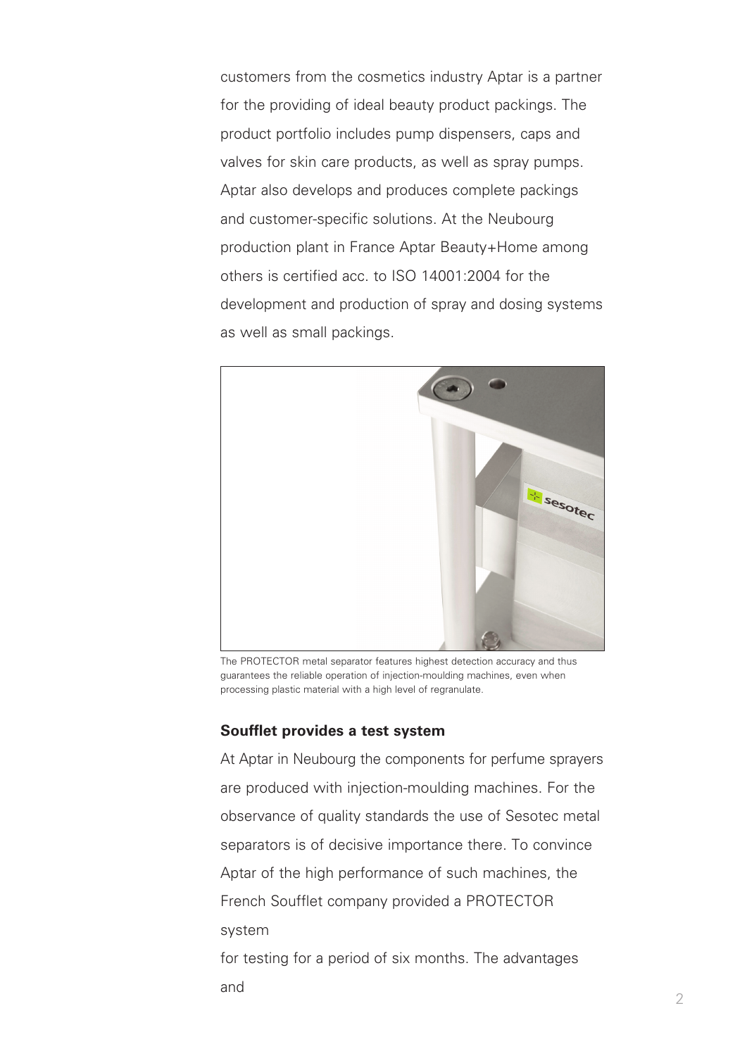customers from the cosmetics industry Aptar is a partner for the providing of ideal beauty product packings. The product portfolio includes pump dispensers, caps and valves for skin care products, as well as spray pumps. Aptar also develops and produces complete packings and customer-specific solutions. At the Neubourg production plant in France Aptar Beauty+Home among others is certified acc. to ISO 14001:2004 for the development and production of spray and dosing systems as well as small packings.

The PROTECTOR metal separator features highest detection accuracy and thus guarantees the reliable operation of injection-moulding machines, even when processing plastic material with a high level of regranulate.

**Soufflet provides a test system**

At Aptar in Neubourg the components for perfume sprayers are produced with injection-moulding machines. For the observance of quality standards the use of Sesotec metal separators is of decisive importance there. To convince Aptar of the high performance of such machines, the French Soufflet company provided a PROTECTOR system for testing for a period of six months. The advantages and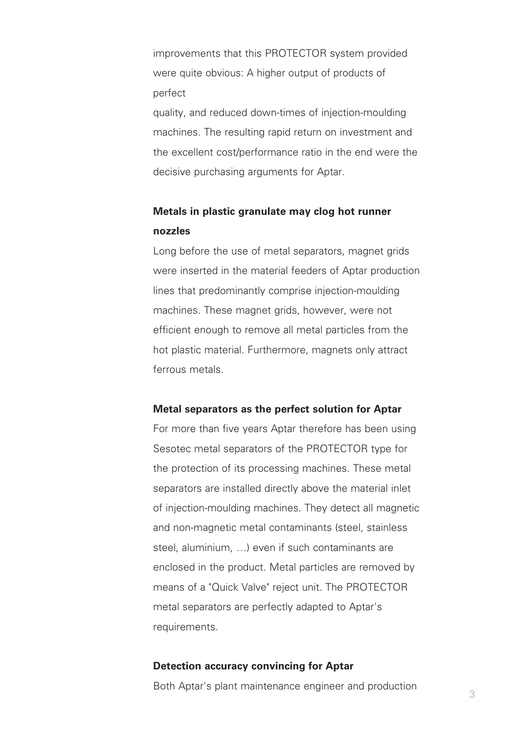improvements that this PROTECTOR system provided were quite obvious: A higher output of products of perfect
quality, and reduced down-times of injection-moulding machines. The resulting rapid return on investment and the excellent cost/performance ratio in the end were the decisive purchasing arguments for Aptar.

**Metals in plastic granulate may clog hot runner nozzles**

Long before the use of metal separators, magnet grids were inserted in the material feeders of Aptar production lines that predominantly comprise injection-moulding machines. These magnet grids, however, were not efficient enough to remove all metal particles from the hot plastic material. Furthermore, magnets only attract ferrous metals.

**Metal separators as the perfect solution for Aptar**

For more than five years Aptar therefore has been using Sesotec metal separators of the PROTECTOR type for the protection of its processing machines. These metal separators are installed directly above the material inlet of injection-moulding machines. They detect all magnetic and non-magnetic metal contaminants (steel, stainless steel, aluminium, …) even if such contaminants are enclosed in the product. Metal particles are removed by means of a "Quick Valve" reject unit. The PROTECTOR metal separators are perfectly adapted to Aptar's requirements.

**Detection accuracy convincing for Aptar**

Both Aptar's plant maintenance engineer and production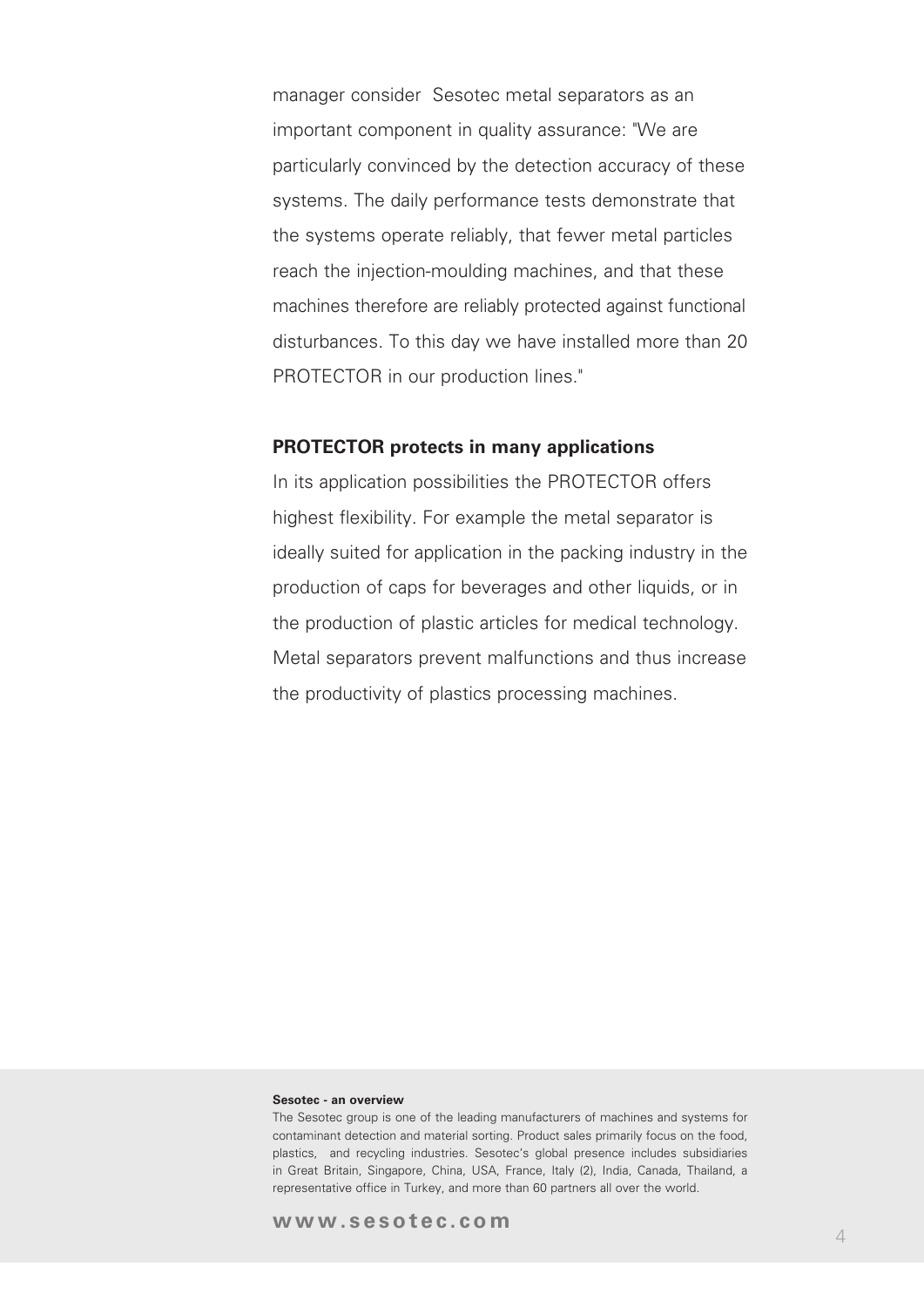manager consider Sesotec metal separators as an important component in quality assurance: "We are particularly convinced by the detection accuracy of these systems. The daily performance tests demonstrate that the systems operate reliably, that fewer metal particles reach the injection-moulding machines, and that these machines therefore are reliably protected against functional disturbances. To this day we have installed more than 20 PROTECTOR in our production lines."

**PROTECTOR protects in many applications**

In its application possibilities the PROTECTOR offers highest flexibility. For example the metal separator is ideally suited for application in the packing industry in the production of caps for beverages and other liquids, or in the production of plastic articles for medical technology. Metal separators prevent malfunctions and thus increase the productivity of plastics processing machines.

**Sesotec - an overview**

The Sesotec group is one of the leading manufacturers of machines and systems for contaminant detection and material sorting. Product sales primarily focus on the food, plastics, and recycling industries. Sesotec's global presence includes subsidiaries in Great Britain, Singapore, China, USA, France, Italy (2), India, Canada, Thailand, a representative office in Turkey, and more than 60 partners all over the world.

**www.sesotec.com**